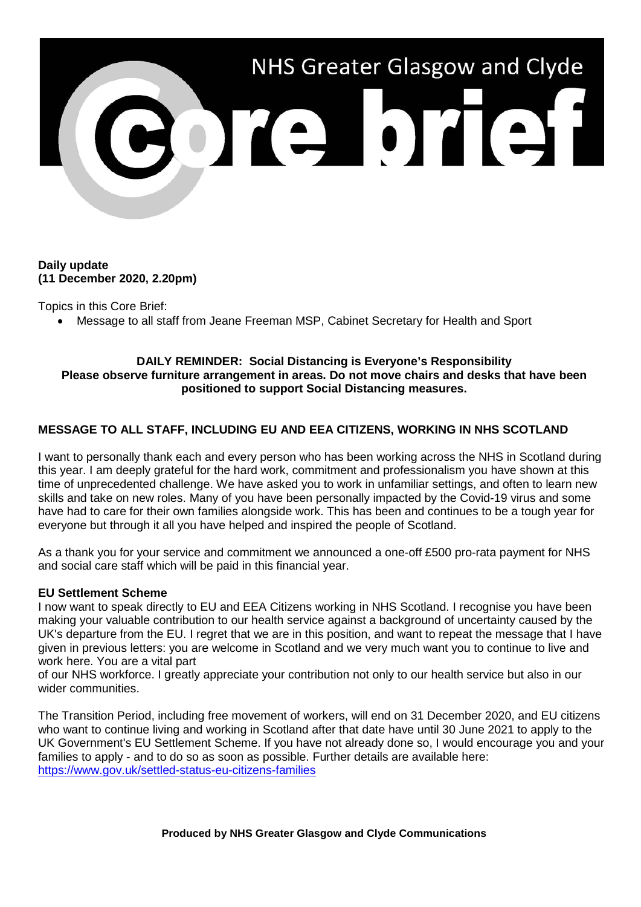# NHS Greater Glasgow and Clyde Core brief

**Daily update**
**(11 December 2020, 2.20pm)**

Topics in this Core Brief:

- Message to all staff from Jeane Freeman MSP, Cabinet Secretary for Health and Sport

**DAILY REMINDER: Social Distancing is Everyone's Responsibility**
**Please observe furniture arrangement in areas. Do not move chairs and desks that have been positioned to support Social Distancing measures.**

## MESSAGE TO ALL STAFF, INCLUDING EU AND EEA CITIZENS, WORKING IN NHS SCOTLAND

I want to personally thank each and every person who has been working across the NHS in Scotland during this year. I am deeply grateful for the hard work, commitment and professionalism you have shown at this time of unprecedented challenge. We have asked you to work in unfamiliar settings, and often to learn new skills and take on new roles. Many of you have been personally impacted by the Covid-19 virus and some have had to care for their own families alongside work. This has been and continues to be a tough year for everyone but through it all you have helped and inspired the people of Scotland.

As a thank you for your service and commitment we announced a one-off £500 pro-rata payment for NHS and social care staff which will be paid in this financial year.

### EU Settlement Scheme

I now want to speak directly to EU and EEA Citizens working in NHS Scotland. I recognise you have been making your valuable contribution to our health service against a background of uncertainty caused by the UK's departure from the EU. I regret that we are in this position, and want to repeat the message that I have given in previous letters: you are welcome in Scotland and we very much want you to continue to live and work here. You are a vital part of our NHS workforce. I greatly appreciate your contribution not only to our health service but also in our wider communities.

The Transition Period, including free movement of workers, will end on 31 December 2020, and EU citizens who want to continue living and working in Scotland after that date have until 30 June 2021 to apply to the UK Government's EU Settlement Scheme. If you have not already done so, I would encourage you and your families to apply - and to do so as soon as possible. Further details are available here: https://www.gov.uk/settled-status-eu-citizens-families

**Produced by NHS Greater Glasgow and Clyde Communications**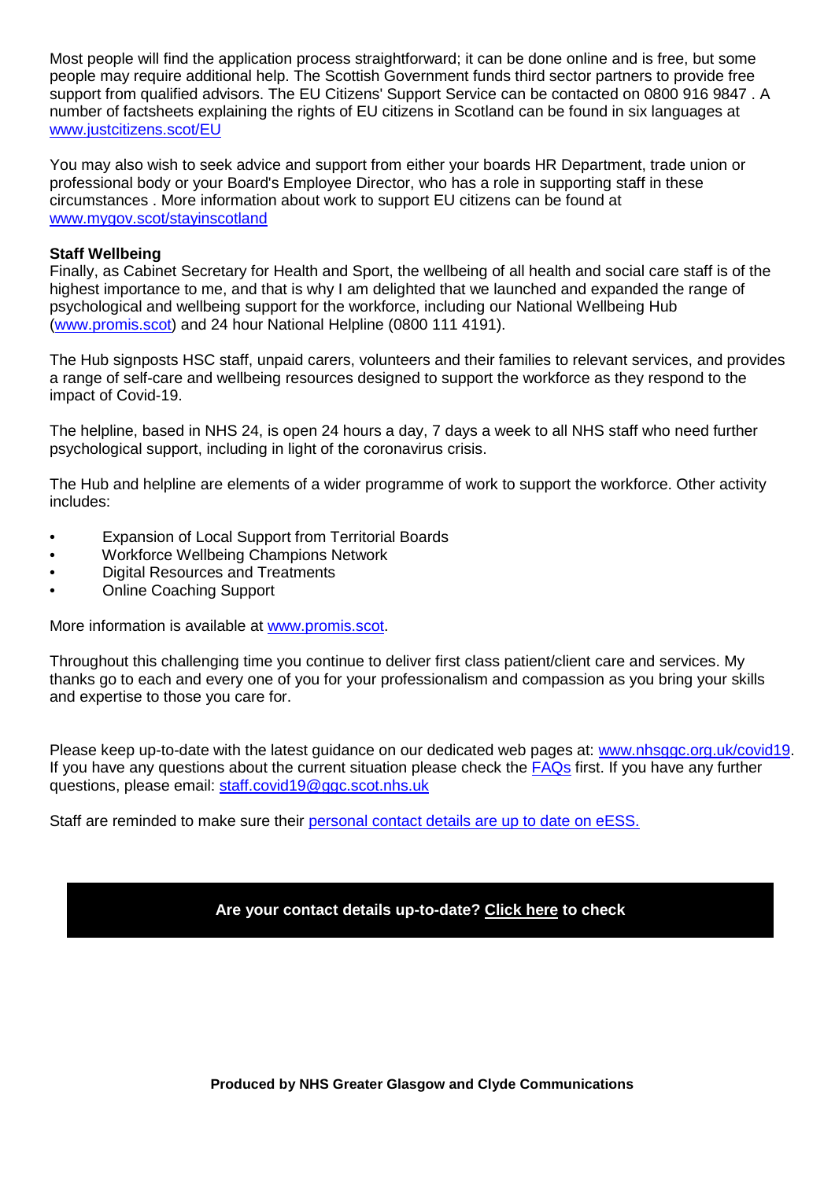Most people will find the application process straightforward; it can be done online and is free, but some people may require additional help. The Scottish Government funds third sector partners to provide free support from qualified advisors. The EU Citizens' Support Service can be contacted on 0800 916 9847 . A number of factsheets explaining the rights of EU citizens in Scotland can be found in six languages at [www.justcitizens.scot/EU](www.justcitizens.scot/EU)

You may also wish to seek advice and support from either your boards HR Department, trade union or professional body or your Board's Employee Director, who has a role in supporting staff in these circumstances . More information about work to support EU citizens can be found at [www.mygov.scot/stayinscotland](www.mygov.scot/stayinscotland)

**Staff Wellbeing**

Finally, as Cabinet Secretary for Health and Sport, the wellbeing of all health and social care staff is of the highest importance to me, and that is why I am delighted that we launched and expanded the range of psychological and wellbeing support for the workforce, including our National Wellbeing Hub ([www.promis.scot](www.promis.scot)) and 24 hour National Helpline (0800 111 4191).

The Hub signposts HSC staff, unpaid carers, volunteers and their families to relevant services, and provides a range of self-care and wellbeing resources designed to support the workforce as they respond to the impact of Covid-19.

The helpline, based in NHS 24, is open 24 hours a day, 7 days a week to all NHS staff who need further psychological support, including in light of the coronavirus crisis.

The Hub and helpline are elements of a wider programme of work to support the workforce. Other activity includes:

- Expansion of Local Support from Territorial Boards
- Workforce Wellbeing Champions Network
- Digital Resources and Treatments
- Online Coaching Support

More information is available at [www.promis.scot](www.promis.scot).

Throughout this challenging time you continue to deliver first class patient/client care and services. My thanks go to each and every one of you for your professionalism and compassion as you bring your skills and expertise to those you care for.

Please keep up-to-date with the latest guidance on our dedicated web pages at: [www.nhsggc.org.uk/covid19](www.nhsggc.org.uk/covid19). If you have any questions about the current situation please check the FAQs first. If you have any further questions, please email: staff.covid19@ggc.scot.nhs.uk

Staff are reminded to make sure their personal contact details are up to date on eESS.

**Are your contact details up-to-date? Click here to check**

**Produced by NHS Greater Glasgow and Clyde Communications**